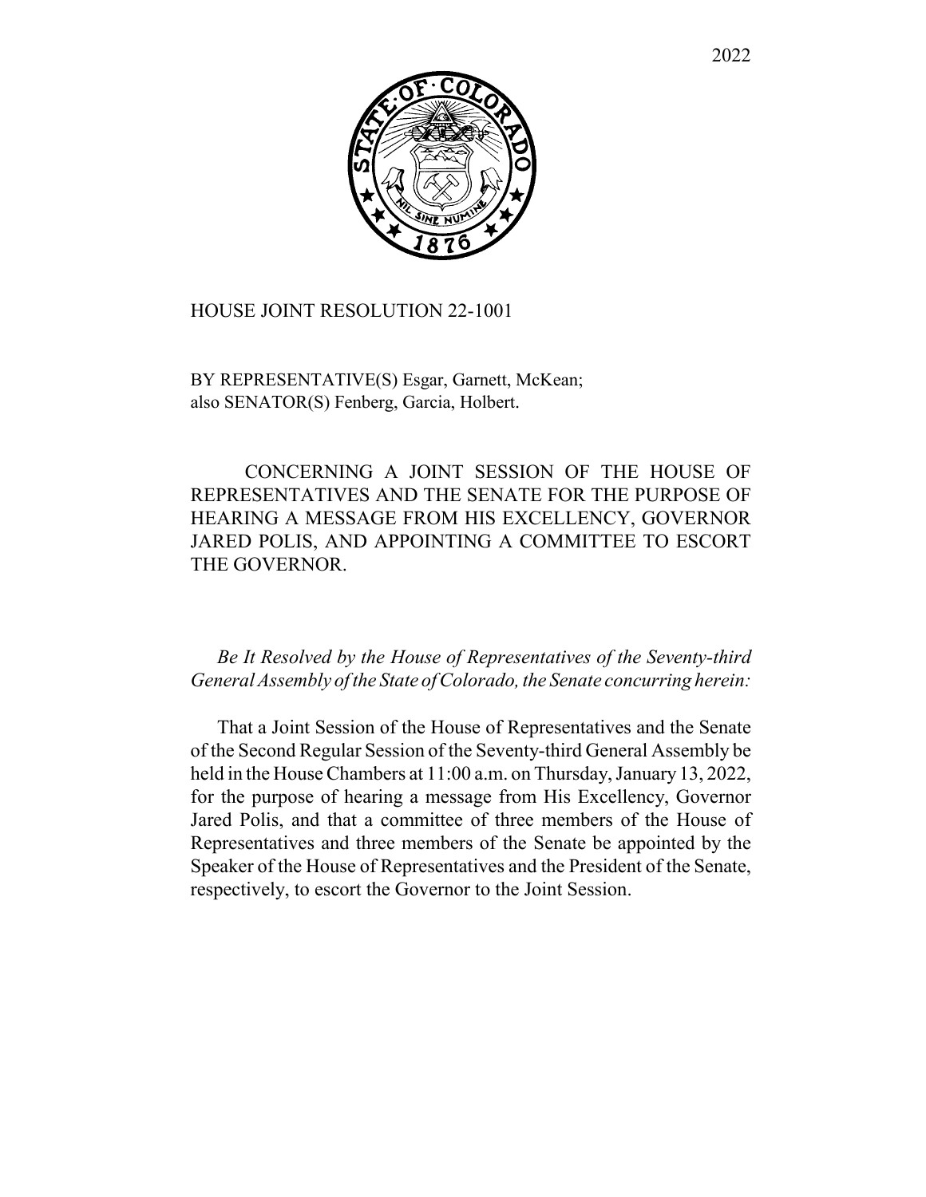2022

# HOUSE JOINT RESOLUTION 22-1001

BY REPRESENTATIVE(S) Esgar, Garnett, McKean;
also SENATOR(S) Fenberg, Garcia, Holbert.

CONCERNING A JOINT SESSION OF THE HOUSE OF REPRESENTATIVES AND THE SENATE FOR THE PURPOSE OF HEARING A MESSAGE FROM HIS EXCELLENCY, GOVERNOR JARED POLIS, AND APPOINTING A COMMITTEE TO ESCORT THE GOVERNOR.

*Be It Resolved by the House of Representatives of the Seventy-third General Assembly of the State of Colorado, the Senate concurring herein:*

That a Joint Session of the House of Representatives and the Senate of the Second Regular Session of the Seventy-third General Assembly be held in the House Chambers at 11:00 a.m. on Thursday, January 13, 2022, for the purpose of hearing a message from His Excellency, Governor Jared Polis, and that a committee of three members of the House of Representatives and three members of the Senate be appointed by the Speaker of the House of Representatives and the President of the Senate, respectively, to escort the Governor to the Joint Session.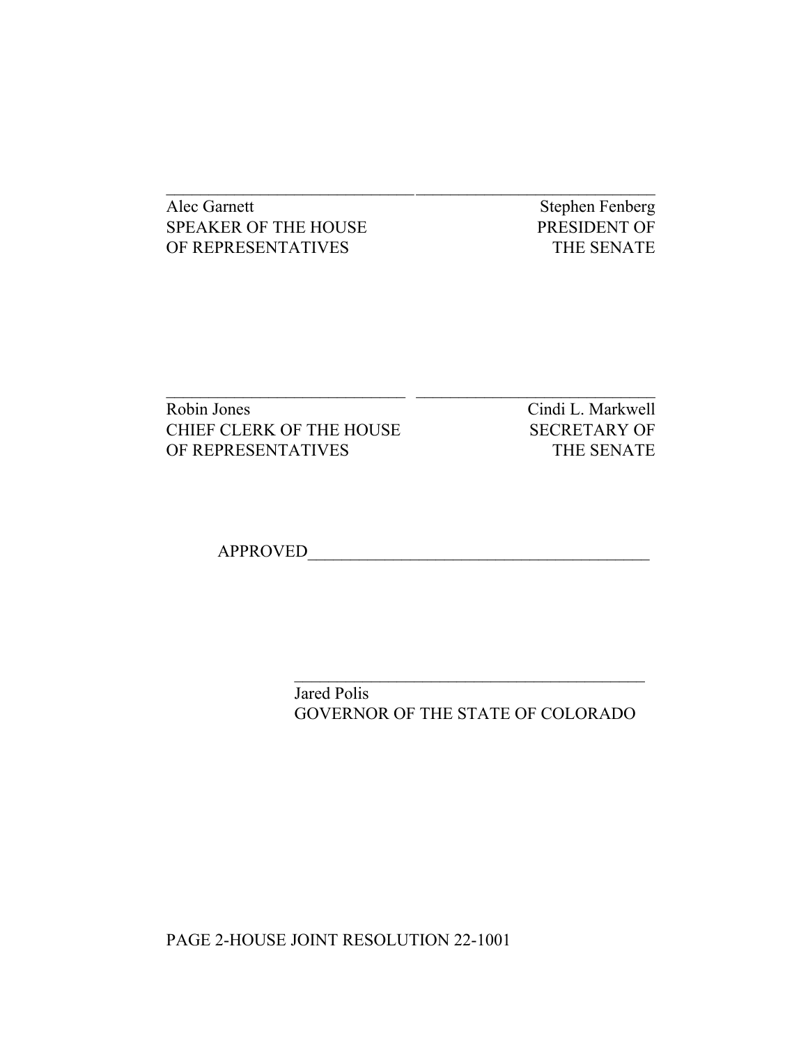____________________________ ____________________________

Alec Garnett
SPEAKER OF THE HOUSE
OF REPRESENTATIVES

Stephen Fenberg
PRESIDENT OF
THE SENATE

____________________________ ____________________________

Robin Jones
CHIEF CLERK OF THE HOUSE
OF REPRESENTATIVES

Cindi L. Markwell
SECRETARY OF
THE SENATE

APPROVED________________________________________

____________________________________________

Jared Polis
GOVERNOR OF THE STATE OF COLORADO

PAGE 2-HOUSE JOINT RESOLUTION 22-1001